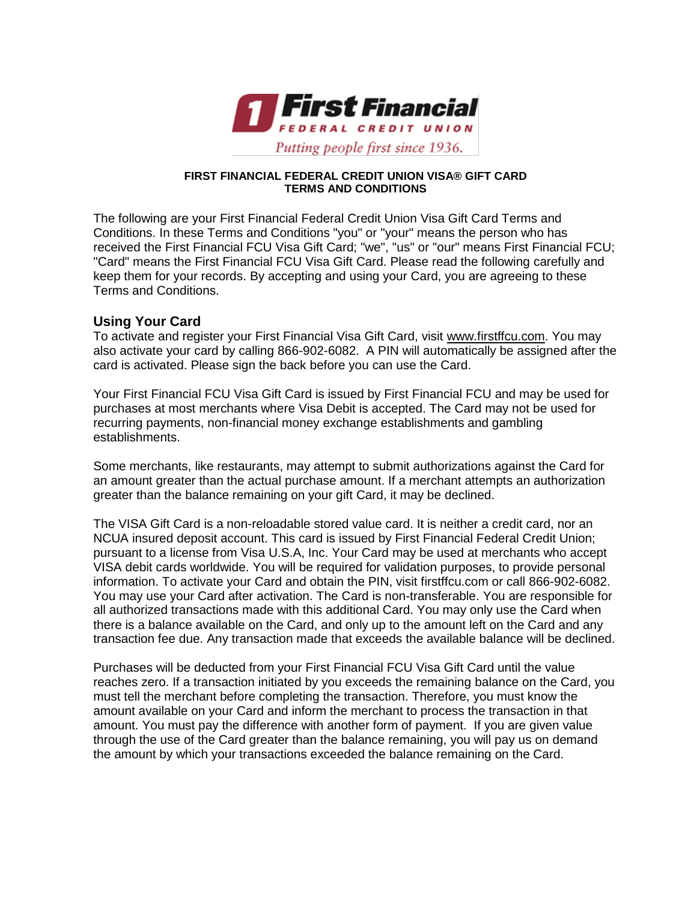First Financial
FEDERAL CREDIT UNION
*Putting people first since 1936.*

**FIRST FINANCIAL FEDERAL CREDIT UNION VISA® GIFT CARD**
**TERMS AND CONDITIONS**

The following are your First Financial Federal Credit Union Visa Gift Card Terms and Conditions. In these Terms and Conditions "you" or "your" means the person who has received the First Financial FCU Visa Gift Card; "we", "us" or "our" means First Financial FCU; "Card" means the First Financial FCU Visa Gift Card. Please read the following carefully and keep them for your records. By accepting and using your Card, you are agreeing to these Terms and Conditions.

## Using Your Card

To activate and register your First Financial Visa Gift Card, visit www.firstffcu.com. You may also activate your card by calling 866-902-6082. A PIN will automatically be assigned after the card is activated. Please sign the back before you can use the Card.

Your First Financial FCU Visa Gift Card is issued by First Financial FCU and may be used for purchases at most merchants where Visa Debit is accepted. The Card may not be used for recurring payments, non-financial money exchange establishments and gambling establishments.

Some merchants, like restaurants, may attempt to submit authorizations against the Card for an amount greater than the actual purchase amount. If a merchant attempts an authorization greater than the balance remaining on your gift Card, it may be declined.

The VISA Gift Card is a non-reloadable stored value card. It is neither a credit card, nor an NCUA insured deposit account. This card is issued by First Financial Federal Credit Union; pursuant to a license from Visa U.S.A, Inc. Your Card may be used at merchants who accept VISA debit cards worldwide. You will be required for validation purposes, to provide personal information. To activate your Card and obtain the PIN, visit firstffcu.com or call 866-902-6082. You may use your Card after activation. The Card is non-transferable. You are responsible for all authorized transactions made with this additional Card. You may only use the Card when there is a balance available on the Card, and only up to the amount left on the Card and any transaction fee due. Any transaction made that exceeds the available balance will be declined.

Purchases will be deducted from your First Financial FCU Visa Gift Card until the value reaches zero. If a transaction initiated by you exceeds the remaining balance on the Card, you must tell the merchant before completing the transaction. Therefore, you must know the amount available on your Card and inform the merchant to process the transaction in that amount. You must pay the difference with another form of payment. If you are given value through the use of the Card greater than the balance remaining, you will pay us on demand the amount by which your transactions exceeded the balance remaining on the Card.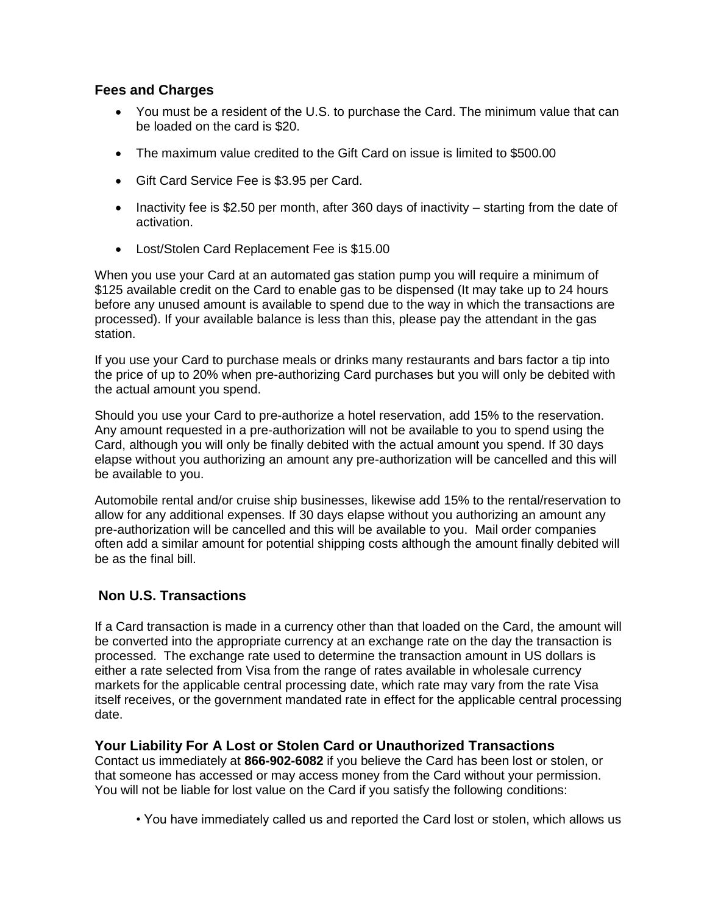## Fees and Charges

- You must be a resident of the U.S. to purchase the Card. The minimum value that can be loaded on the card is $20.
- The maximum value credited to the Gift Card on issue is limited to $500.00
- Gift Card Service Fee is $3.95 per Card.
- Inactivity fee is $2.50 per month, after 360 days of inactivity – starting from the date of activation.
- Lost/Stolen Card Replacement Fee is $15.00

When you use your Card at an automated gas station pump you will require a minimum of $125 available credit on the Card to enable gas to be dispensed (It may take up to 24 hours before any unused amount is available to spend due to the way in which the transactions are processed). If your available balance is less than this, please pay the attendant in the gas station.

If you use your Card to purchase meals or drinks many restaurants and bars factor a tip into the price of up to 20% when pre-authorizing Card purchases but you will only be debited with the actual amount you spend.

Should you use your Card to pre-authorize a hotel reservation, add 15% to the reservation. Any amount requested in a pre-authorization will not be available to you to spend using the Card, although you will only be finally debited with the actual amount you spend. If 30 days elapse without you authorizing an amount any pre-authorization will be cancelled and this will be available to you.

Automobile rental and/or cruise ship businesses, likewise add 15% to the rental/reservation to allow for any additional expenses. If 30 days elapse without you authorizing an amount any pre-authorization will be cancelled and this will be available to you. Mail order companies often add a similar amount for potential shipping costs although the amount finally debited will be as the final bill.

## Non U.S. Transactions

If a Card transaction is made in a currency other than that loaded on the Card, the amount will be converted into the appropriate currency at an exchange rate on the day the transaction is processed. The exchange rate used to determine the transaction amount in US dollars is either a rate selected from Visa from the range of rates available in wholesale currency markets for the applicable central processing date, which rate may vary from the rate Visa itself receives, or the government mandated rate in effect for the applicable central processing date.

## Your Liability For A Lost or Stolen Card or Unauthorized Transactions

Contact us immediately at **866-902-6082** if you believe the Card has been lost or stolen, or that someone has accessed or may access money from the Card without your permission. You will not be liable for lost value on the Card if you satisfy the following conditions:

- You have immediately called us and reported the Card lost or stolen, which allows us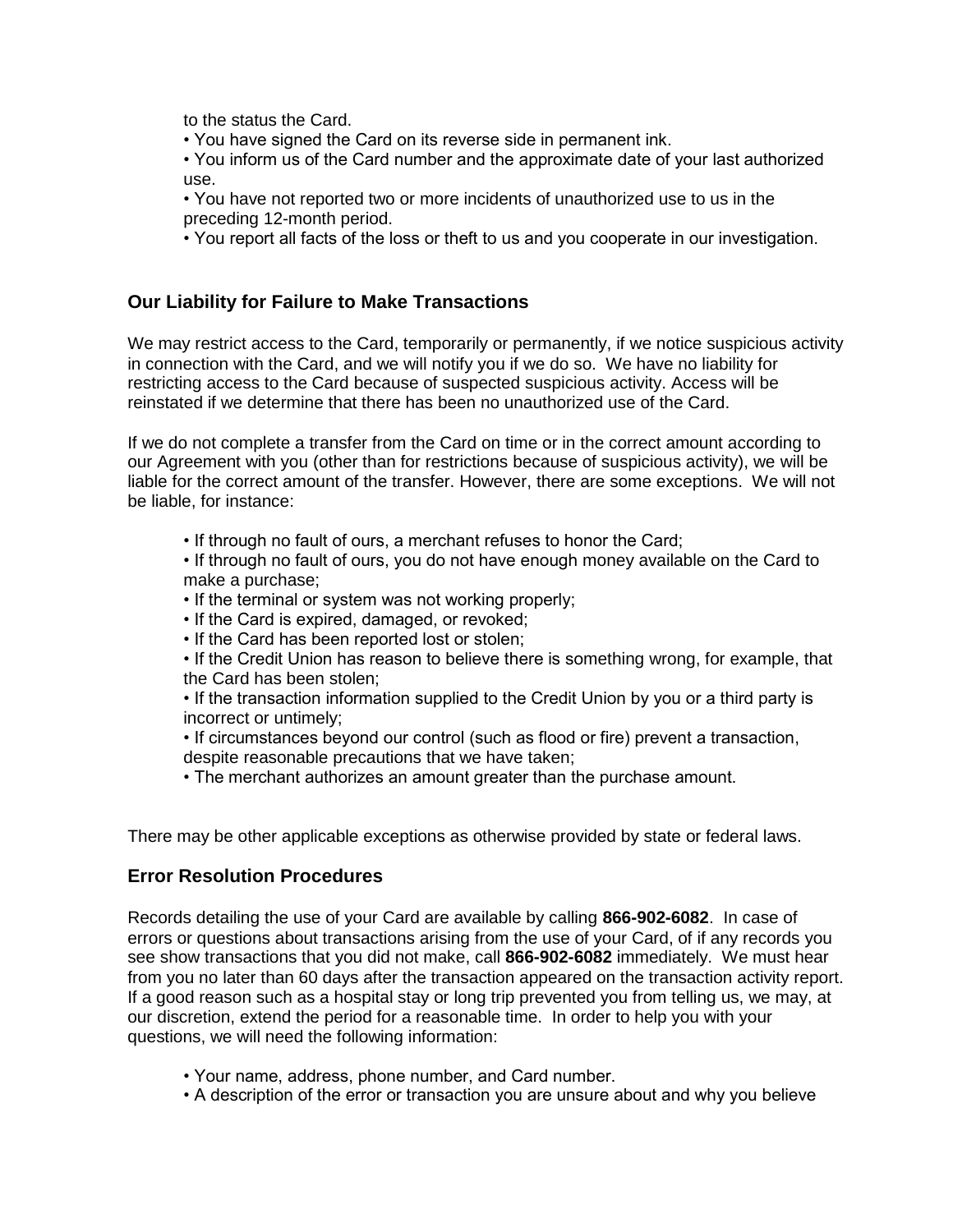to the status the Card.

- You have signed the Card on its reverse side in permanent ink.
- You inform us of the Card number and the approximate date of your last authorized use.
- You have not reported two or more incidents of unauthorized use to us in the preceding 12-month period.
- You report all facts of the loss or theft to us and you cooperate in our investigation.

### Our Liability for Failure to Make Transactions

We may restrict access to the Card, temporarily or permanently, if we notice suspicious activity in connection with the Card, and we will notify you if we do so. We have no liability for restricting access to the Card because of suspected suspicious activity. Access will be reinstated if we determine that there has been no unauthorized use of the Card.

If we do not complete a transfer from the Card on time or in the correct amount according to our Agreement with you (other than for restrictions because of suspicious activity), we will be liable for the correct amount of the transfer. However, there are some exceptions. We will not be liable, for instance:

- If through no fault of ours, a merchant refuses to honor the Card;
- If through no fault of ours, you do not have enough money available on the Card to make a purchase;
- If the terminal or system was not working properly;
- If the Card is expired, damaged, or revoked;
- If the Card has been reported lost or stolen;
- If the Credit Union has reason to believe there is something wrong, for example, that the Card has been stolen;
- If the transaction information supplied to the Credit Union by you or a third party is incorrect or untimely;
- If circumstances beyond our control (such as flood or fire) prevent a transaction, despite reasonable precautions that we have taken;
- The merchant authorizes an amount greater than the purchase amount.

There may be other applicable exceptions as otherwise provided by state or federal laws.

### Error Resolution Procedures

Records detailing the use of your Card are available by calling **866-902-6082**. In case of errors or questions about transactions arising from the use of your Card, of if any records you see show transactions that you did not make, call **866-902-6082** immediately. We must hear from you no later than 60 days after the transaction appeared on the transaction activity report. If a good reason such as a hospital stay or long trip prevented you from telling us, we may, at our discretion, extend the period for a reasonable time. In order to help you with your questions, we will need the following information:

- Your name, address, phone number, and Card number.
- A description of the error or transaction you are unsure about and why you believe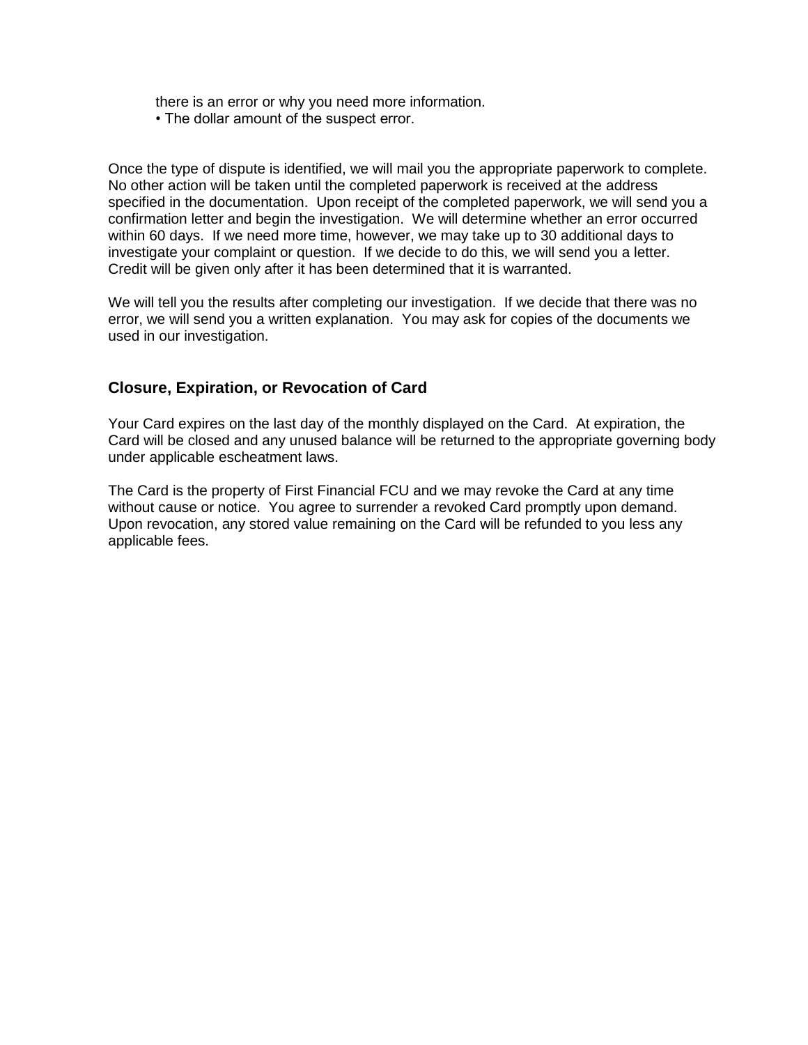there is an error or why you need more information.

- The dollar amount of the suspect error.

Once the type of dispute is identified, we will mail you the appropriate paperwork to complete. No other action will be taken until the completed paperwork is received at the address specified in the documentation. Upon receipt of the completed paperwork, we will send you a confirmation letter and begin the investigation. We will determine whether an error occurred within 60 days. If we need more time, however, we may take up to 30 additional days to investigate your complaint or question. If we decide to do this, we will send you a letter. Credit will be given only after it has been determined that it is warranted.

We will tell you the results after completing our investigation. If we decide that there was no error, we will send you a written explanation. You may ask for copies of the documents we used in our investigation.

### Closure, Expiration, or Revocation of Card

Your Card expires on the last day of the monthly displayed on the Card. At expiration, the Card will be closed and any unused balance will be returned to the appropriate governing body under applicable escheatment laws.

The Card is the property of First Financial FCU and we may revoke the Card at any time without cause or notice. You agree to surrender a revoked Card promptly upon demand. Upon revocation, any stored value remaining on the Card will be refunded to you less any applicable fees.